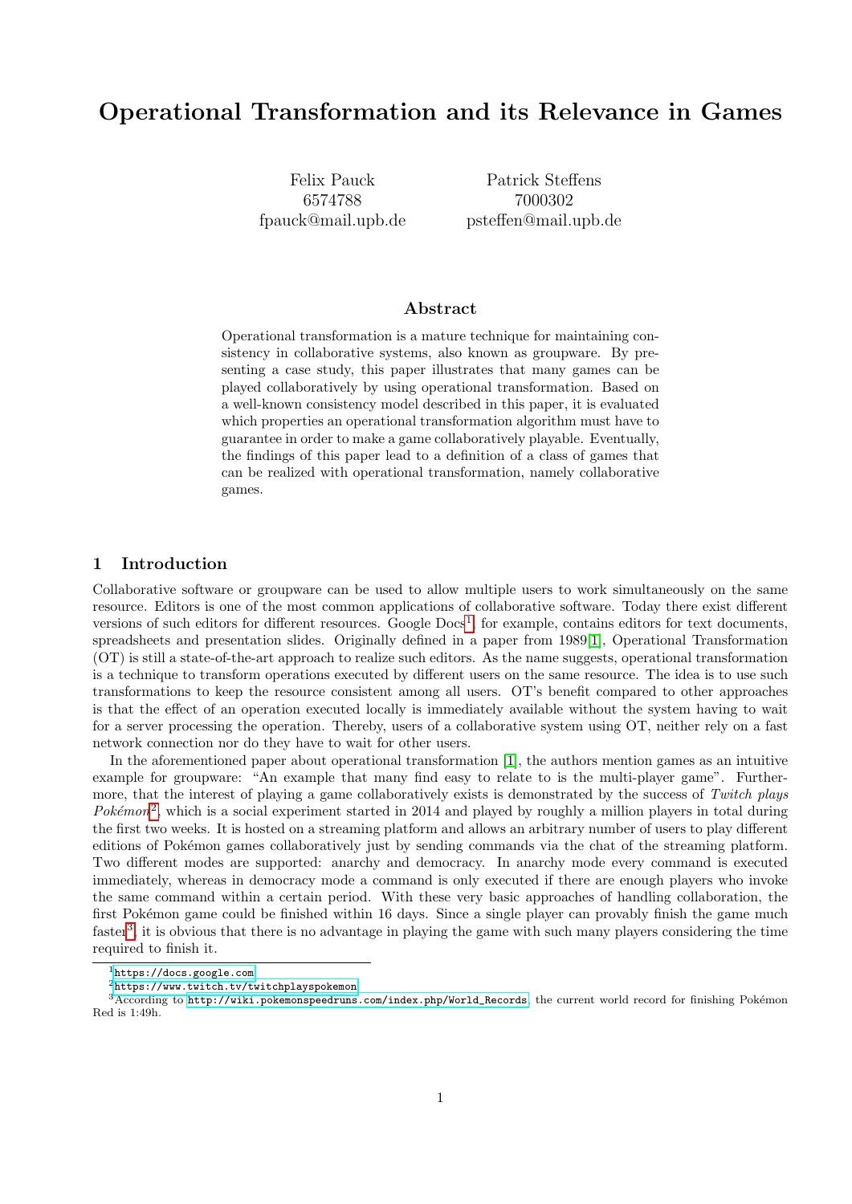# Operational Transformation and its Relevance in Games

Felix Pauck
6574788
fpauck@mail.upb.de

Patrick Steffens
7000302
psteffen@mail.upb.de

## Abstract

Operational transformation is a mature technique for maintaining consistency in collaborative systems, also known as groupware. By presenting a case study, this paper illustrates that many games can be played collaboratively by using operational transformation. Based on a well-known consistency model described in this paper, it is evaluated which properties an operational transformation algorithm must have to guarantee in order to make a game collaboratively playable. Eventually, the findings of this paper lead to a definition of a class of games that can be realized with operational transformation, namely collaborative games.

## 1 Introduction

Collaborative software or groupware can be used to allow multiple users to work simultaneously on the same resource. Editors is one of the most common applications of collaborative software. Today there exist different versions of such editors for different resources. Google Docs[1], for example, contains editors for text documents, spreadsheets and presentation slides. Originally defined in a paper from 1989[1], Operational Transformation (OT) is still a state-of-the-art approach to realize such editors. As the name suggests, operational transformation is a technique to transform operations executed by different users on the same resource. The idea is to use such transformations to keep the resource consistent among all users. OT's benefit compared to other approaches is that the effect of an operation executed locally is immediately available without the system having to wait for a server processing the operation. Thereby, users of a collaborative system using OT, neither rely on a fast network connection nor do they have to wait for other users.

In the aforementioned paper about operational transformation [1], the authors mention games as an intuitive example for groupware: "An example that many find easy to relate to is the multi-player game". Furthermore, that the interest of playing a game collaboratively exists is demonstrated by the success of *Twitch plays Pokémon*[2], which is a social experiment started in 2014 and played by roughly a million players in total during the first two weeks. It is hosted on a streaming platform and allows an arbitrary number of users to play different editions of Pokémon games collaboratively just by sending commands via the chat of the streaming platform. Two different modes are supported: anarchy and democracy. In anarchy mode every command is executed immediately, whereas in democracy mode a command is only executed if there are enough players who invoke the same command within a certain period. With these very basic approaches of handling collaboration, the first Pokémon game could be finished within 16 days. Since a single player can provably finish the game much faster[3], it is obvious that there is no advantage in playing the game with such many players considering the time required to finish it.

---

[1] https://docs.google.com

[2] https://www.twitch.tv/twitchplayspokemon

[3] According to http://wiki.pokemonspeedruns.com/index.php/World_Records, the current world record for finishing Pokémon Red is 1:49h.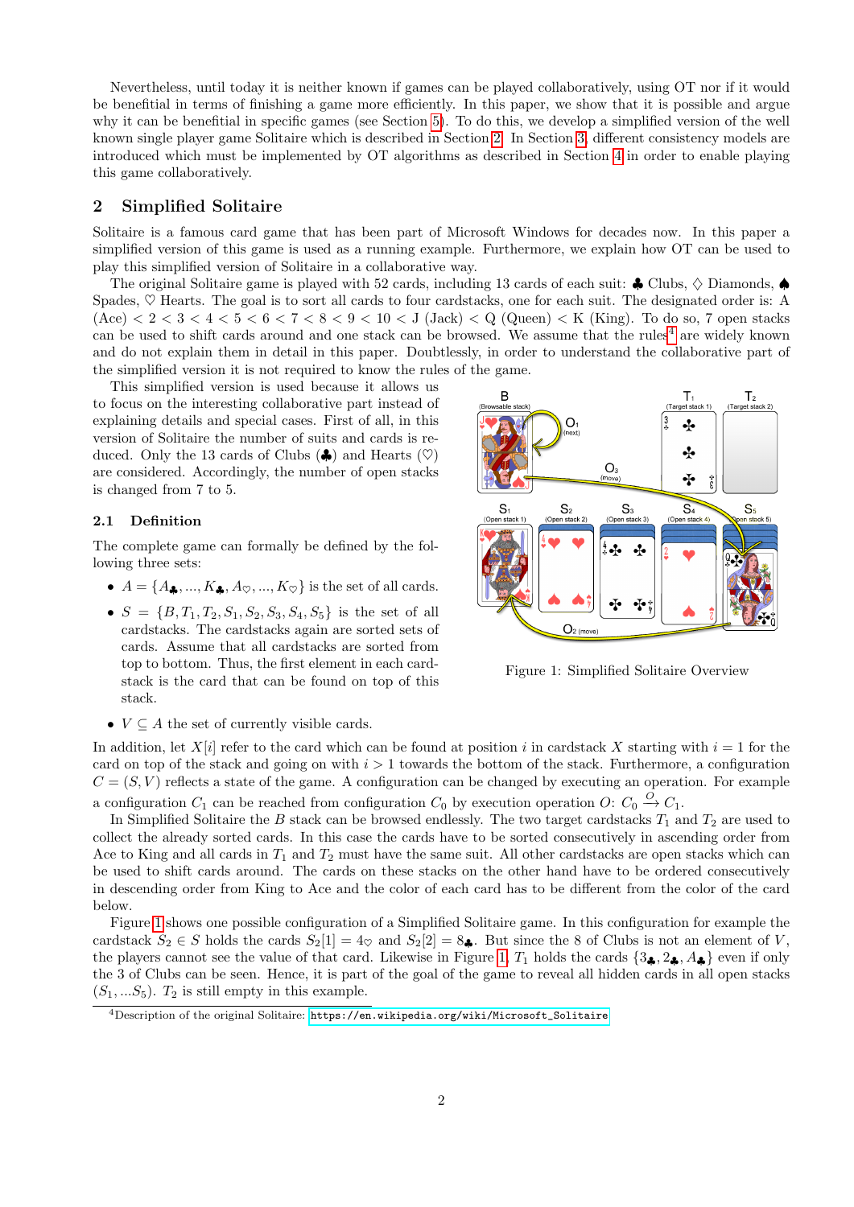Nevertheless, until today it is neither known if games can be played collaboratively, using OT nor if it would be beneficial in terms of finishing a game more efficiently. In this paper, we show that it is possible and argue why it can be beneficial in specific games (see Section 5). To do this, we develop a simplified version of the well known single player game Solitaire which is described in Section 2. In Section 3, different consistency models are introduced which must be implemented by OT algorithms as described in Section 4 in order to enable playing this game collaboratively.

## 2 Simplified Solitaire

Solitaire is a famous card game that has been part of Microsoft Windows for decades now. In this paper a simplified version of this game is used as a running example. Furthermore, we explain how OT can be used to play this simplified version of Solitaire in a collaborative way.

The original Solitaire game is played with 52 cards, including 13 cards of each suit: ♣ Clubs, ♢ Diamonds, ♠ Spades, ♡ Hearts. The goal is to sort all cards to four cardstacks, one for each suit. The designated order is: A (Ace) < 2 < 3 < 4 < 5 < 6 < 7 < 8 < 9 < 10 < J (Jack) < Q (Queen) < K (King). To do so, 7 open stacks can be used to shift cards around and one stack can be browsed. We assume that the rules[4] are widely known and do not explain them in detail in this paper. Doubtlessly, in order to understand the collaborative part of the simplified version it is not required to know the rules of the game.

This simplified version is used because it allows us to focus on the interesting collaborative part instead of explaining details and special cases. First of all, in this version of Solitaire the number of suits and cards is reduced. Only the 13 cards of Clubs (♣) and Hearts (♡) are considered. Accordingly, the number of open stacks is changed from 7 to 5.

### 2.1 Definition

The complete game can formally be defined by the following three sets:

- $A = \{A_\clubsuit, ..., K_\clubsuit, A_\heartsuit, ..., K_\heartsuit\}$ is the set of all cards.
- $S = \{B, T_1, T_2, S_1, S_2, S_3, S_4, S_5\}$ is the set of all cardstacks. The cardstacks again are sorted sets of cards. Assume that all cardstacks are sorted from top to bottom. Thus, the first element in each cardstack is the card that can be found on top of this stack.
- $V \subseteq A$ the set of currently visible cards.

Figure 1: Simplified Solitaire Overview

In addition, let $X[i]$ refer to the card which can be found at position $i$ in cardstack $X$ starting with $i = 1$ for the card on top of the stack and going on with $i > 1$ towards the bottom of the stack. Furthermore, a configuration $C = (S, V)$ reflects a state of the game. A configuration can be changed by executing an operation. For example a configuration $C_1$ can be reached from configuration $C_0$ by execution operation $O$: $C_0 \xrightarrow{O} C_1$.

In Simplified Solitaire the $B$ stack can be browsed endlessly. The two target cardstacks $T_1$ and $T_2$ are used to collect the already sorted cards. In this case the cards have to be sorted consecutively in ascending order from Ace to King and all cards in $T_1$ and $T_2$ must have the same suit. All other cardstacks are open stacks which can be used to shift cards around. The cards on these stacks on the other hand have to be ordered consecutively in descending order from King to Ace and the color of each card has to be different from the color of the card below.

Figure 1 shows one possible configuration of a Simplified Solitaire game. In this configuration for example the cardstack $S_2 \in S$ holds the cards $S_2[1] = 4_\heartsuit$ and $S_2[2] = 8_\clubsuit$. But since the 8 of Clubs is not an element of $V$, the players cannot see the value of that card. Likewise in Figure 1, $T_1$ holds the cards $\{3_\clubsuit, 2_\clubsuit, A_\clubsuit\}$ even if only the 3 of Clubs can be seen. Hence, it is part of the goal of the game to reveal all hidden cards in all open stacks $(S_1, ...S_5)$. $T_2$ is still empty in this example.

[4] Description of the original Solitaire: https://en.wikipedia.org/wiki/Microsoft_Solitaire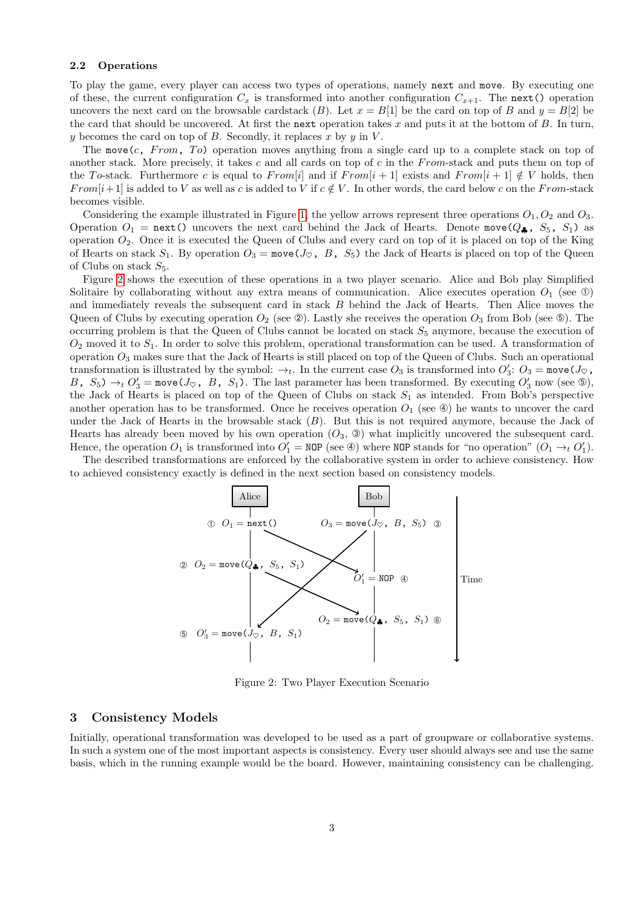### 2.2 Operations

To play the game, every player can access two types of operations, namely `next` and `move`. By executing one of these, the current configuration $C_x$ is transformed into another configuration $C_{x+1}$. The `next()` operation uncovers the next card on the browsable cardstack ($B$). Let $x = B[1]$ be the card on top of $B$ and $y = B[2]$ be the card that should be uncovered. At first the `next` operation takes $x$ and puts it at the bottom of $B$. In turn, $y$ becomes the card on top of $B$. Secondly, it replaces $x$ by $y$ in $V$.

The `move(`$c$`, `$From$`, `$To$`)` operation moves anything from a single card up to a complete stack on top of another stack. More precisely, it takes $c$ and all cards on top of $c$ in the $From$-stack and puts them on top of the $To$-stack. Furthermore $c$ is equal to $From[i]$ and if $From[i+1]$ exists and $From[i+1] \notin V$ holds, then $From[i+1]$ is added to $V$ as well as $c$ is added to $V$ if $c \notin V$. In other words, the card below $c$ on the $From$-stack becomes visible.

Considering the example illustrated in Figure 1, the yellow arrows represent three operations $O_1, O_2$ and $O_3$. Operation $O_1$ = `next()` uncovers the next card behind the Jack of Hearts. Denote `move(`$Q_\clubsuit$`, `$S_5$`, `$S_1$`)` as operation $O_2$. Once it is executed the Queen of Clubs and every card on top of it is placed on top of the King of Hearts on stack $S_1$. By operation $O_3$ = `move(`$J_\heartsuit$`, `$B$`, `$S_5$`)` the Jack of Hearts is placed on top of the Queen of Clubs on stack $S_5$.

Figure 2 shows the execution of these operations in a two player scenario. Alice and Bob play Simplified Solitaire by collaborating without any extra means of communication. Alice executes operation $O_1$ (see ①) and immediately reveals the subsequent card in stack $B$ behind the Jack of Hearts. Then Alice moves the Queen of Clubs by executing operation $O_2$ (see ②). Lastly she receives the operation $O_3$ from Bob (see ⑤). The occurring problem is that the Queen of Clubs cannot be located on stack $S_5$ anymore, because the execution of $O_2$ moved it to $S_1$. In order to solve this problem, operational transformation can be used. A transformation of operation $O_3$ makes sure that the Jack of Hearts is still placed on top of the Queen of Clubs. Such an operational transformation is illustrated by the symbol: $\rightarrow_t$. In the current case $O_3$ is transformed into $O_3'$: $O_3$ = `move(`$J_\heartsuit$`, `$B$`, `$S_5$`)` $\rightarrow_t O_3'$ = `move(`$J_\heartsuit$`, `$B$`, `$S_1$`)`. The last parameter has been transformed. By executing $O_3'$ now (see ⑤), the Jack of Hearts is placed on top of the Queen of Clubs on stack $S_1$ as intended. From Bob's perspective another operation has to be transformed. Once he receives operation $O_1$ (see ④) he wants to uncover the card under the Jack of Hearts in the browsable stack ($B$). But this is not required anymore, because the Jack of Hearts has already been moved by his own operation ($O_3$, ③) what implicitly uncovered the subsequent card. Hence, the operation $O_1$ is transformed into $O_1'$ = `NOP` (see ④) where `NOP` stands for "no operation" ($O_1 \rightarrow_t O_1'$).

The described transformations are enforced by the collaborative system in order to achieve consistency. How to achieved consistency exactly is defined in the next section based on consistency models.

| Alice | Bob |
|---|---|
| ① $O_1$ = `next()` | $O_3$ = `move(`$J_\heartsuit$`, `$B$`, `$S_5$`)` ③ |
| ② $O_2$ = `move(`$Q_\clubsuit$`, `$S_5$`, `$S_1$`)` | $O_1'$ = `NOP` ④ |
| ⑤ $O_3'$ = `move(`$J_\heartsuit$`, `$B$`, `$S_1$`)` | $O_2$ = `move(`$Q_\clubsuit$`, `$S_5$`, `$S_1$`)` ⑥ |

Figure 2: Two Player Execution Scenario

## 3 Consistency Models

Initially, operational transformation was developed to be used as a part of groupware or collaborative systems. In such a system one of the most important aspects is consistency. Every user should always see and use the same basis, which in the running example would be the board. However, maintaining consistency can be challenging.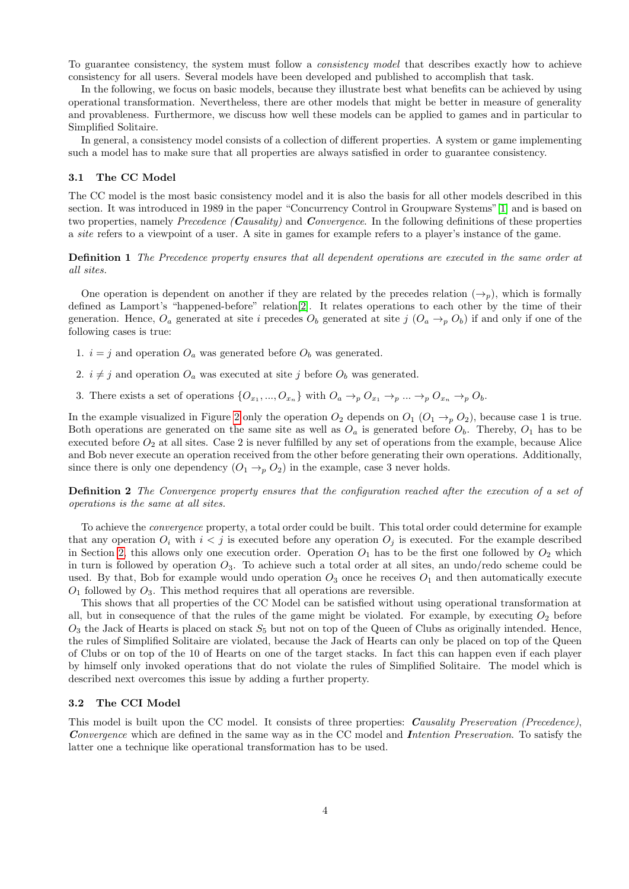To guarantee consistency, the system must follow a *consistency model* that describes exactly how to achieve consistency for all users. Several models have been developed and published to accomplish that task.

In the following, we focus on basic models, because they illustrate best what benefits can be achieved by using operational transformation. Nevertheless, there are other models that might be better in measure of generality and provableness. Furthermore, we discuss how well these models can be applied to games and in particular to Simplified Solitaire.

In general, a consistency model consists of a collection of different properties. A system or game implementing such a model has to make sure that all properties are always satisfied in order to guarantee consistency.

### 3.1 The CC Model

The CC model is the most basic consistency model and it is also the basis for all other models described in this section. It was introduced in 1989 in the paper "Concurrency Control in Groupware Systems" [1] and is based on two properties, namely *Precedence (**C**ausality)* and ***C**onvergence*. In the following definitions of these properties a *site* refers to a viewpoint of a user. A site in games for example refers to a player's instance of the game.

**Definition 1** *The Precedence property ensures that all dependent operations are executed in the same order at all sites.*

One operation is dependent on another if they are related by the precedes relation ($\rightarrow_p$), which is formally defined as Lamport's "happened-before" relation[2]. It relates operations to each other by the time of their generation. Hence, $O_a$ generated at site $i$ precedes $O_b$ generated at site $j$ ($O_a \rightarrow_p O_b$) if and only if one of the following cases is true:

1. $i = j$ and operation $O_a$ was generated before $O_b$ was generated.
2. $i \neq j$ and operation $O_a$ was executed at site $j$ before $O_b$ was generated.
3. There exists a set of operations $\{O_{x_1}, ..., O_{x_n}\}$ with $O_a \rightarrow_p O_{x_1} \rightarrow_p ... \rightarrow_p O_{x_n} \rightarrow_p O_b$.

In the example visualized in Figure 2 only the operation $O_2$ depends on $O_1$ ($O_1 \rightarrow_p O_2$), because case 1 is true. Both operations are generated on the same site as well as $O_a$ is generated before $O_b$. Thereby, $O_1$ has to be executed before $O_2$ at all sites. Case 2 is never fulfilled by any set of operations from the example, because Alice and Bob never execute an operation received from the other before generating their own operations. Additionally, since there is only one dependency ($O_1 \rightarrow_p O_2$) in the example, case 3 never holds.

**Definition 2** *The Convergence property ensures that the configuration reached after the execution of a set of operations is the same at all sites.*

To achieve the *convergence* property, a total order could be built. This total order could determine for example that any operation $O_i$ with $i < j$ is executed before any operation $O_j$ is executed. For the example described in Section 2, this allows only one execution order. Operation $O_1$ has to be the first one followed by $O_2$ which in turn is followed by operation $O_3$. To achieve such a total order at all sites, an undo/redo scheme could be used. By that, Bob for example would undo operation $O_3$ once he receives $O_1$ and then automatically execute $O_1$ followed by $O_3$. This method requires that all operations are reversible.

This shows that all properties of the CC Model can be satisfied without using operational transformation at all, but in consequence of that the rules of the game might be violated. For example, by executing $O_2$ before $O_3$ the Jack of Hearts is placed on stack $S_5$ but not on top of the Queen of Clubs as originally intended. Hence, the rules of Simplified Solitaire are violated, because the Jack of Hearts can only be placed on top of the Queen of Clubs or on top of the 10 of Hearts on one of the target stacks. In fact this can happen even if each player by himself only invoked operations that do not violate the rules of Simplified Solitaire. The model which is described next overcomes this issue by adding a further property.

### 3.2 The CCI Model

This model is built upon the CC model. It consists of three properties: ***C**ausality Preservation (Precedence)*, ***C**onvergence* which are defined in the same way as in the CC model and ***I**ntention Preservation*. To satisfy the latter one a technique like operational transformation has to be used.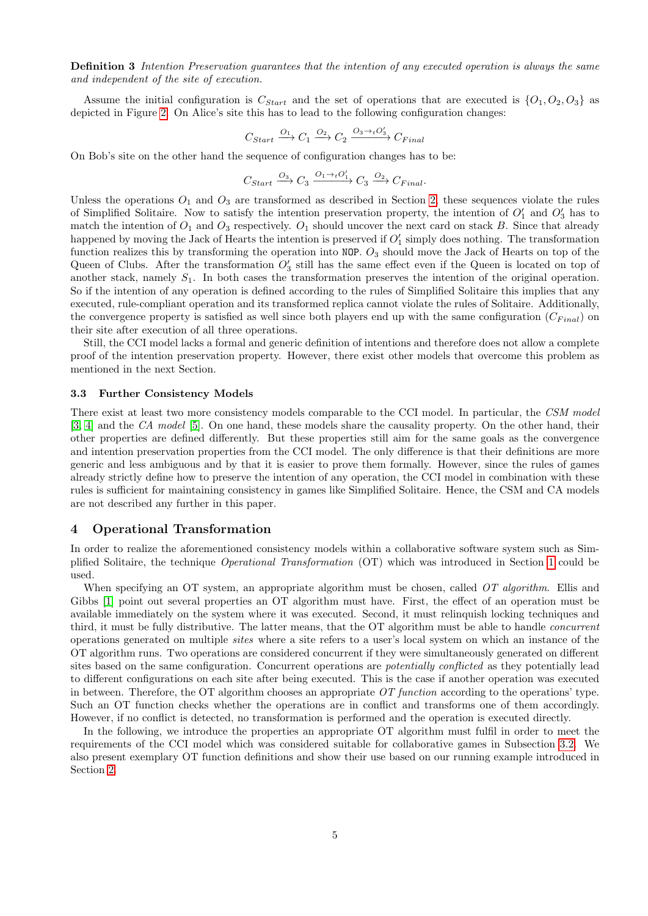**Definition 3** *Intention Preservation guarantees that the intention of any executed operation is always the same and independent of the site of execution.*

Assume the initial configuration is $C_{Start}$ and the set of operations that are executed is $\{O_1, O_2, O_3\}$ as depicted in Figure 2. On Alice's site this has to lead to the following configuration changes:

$$C_{Start} \xrightarrow{O_1} C_1 \xrightarrow{O_2} C_2 \xrightarrow{O_3 \rightarrow_t O_3'} C_{Final}$$

On Bob's site on the other hand the sequence of configuration changes has to be:

$$C_{Start} \xrightarrow{O_3} C_3 \xrightarrow{O_1 \rightarrow_t O_1'} C_3 \xrightarrow{O_2} C_{Final}.$$

Unless the operations $O_1$ and $O_3$ are transformed as described in Section 2, these sequences violate the rules of Simplified Solitaire. Now to satisfy the intention preservation property, the intention of $O_1'$ and $O_3'$ has to match the intention of $O_1$ and $O_3$ respectively. $O_1$ should uncover the next card on stack $B$. Since that already happened by moving the Jack of Hearts the intention is preserved if $O_1'$ simply does nothing. The transformation function realizes this by transforming the operation into `NOP`. $O_3$ should move the Jack of Hearts on top of the Queen of Clubs. After the transformation $O_3'$ still has the same effect even if the Queen is located on top of another stack, namely $S_1$. In both cases the transformation preserves the intention of the original operation. So if the intention of any operation is defined according to the rules of Simplified Solitaire this implies that any executed, rule-compliant operation and its transformed replica cannot violate the rules of Solitaire. Additionally, the convergence property is satisfied as well since both players end up with the same configuration ($C_{Final}$) on their site after execution of all three operations.

Still, the CCI model lacks a formal and generic definition of intentions and therefore does not allow a complete proof of the intention preservation property. However, there exist other models that overcome this problem as mentioned in the next Section.

### 3.3 Further Consistency Models

There exist at least two more consistency models comparable to the CCI model. In particular, the *CSM model* [3, 4] and the *CA model* [5]. On one hand, these models share the causality property. On the other hand, their other properties are defined differently. But these properties still aim for the same goals as the convergence and intention preservation properties from the CCI model. The only difference is that their definitions are more generic and less ambiguous and by that it is easier to prove them formally. However, since the rules of games already strictly define how to preserve the intention of any operation, the CCI model in combination with these rules is sufficient for maintaining consistency in games like Simplified Solitaire. Hence, the CSM and CA models are not described any further in this paper.

## 4 Operational Transformation

In order to realize the aforementioned consistency models within a collaborative software system such as Simplified Solitaire, the technique *Operational Transformation* (OT) which was introduced in Section 1 could be used.

When specifying an OT system, an appropriate algorithm must be chosen, called *OT algorithm*. Ellis and Gibbs [1] point out several properties an OT algorithm must have. First, the effect of an operation must be available immediately on the system where it was executed. Second, it must relinquish locking techniques and third, it must be fully distributive. The latter means, that the OT algorithm must be able to handle *concurrent* operations generated on multiple *sites* where a site refers to a user's local system on which an instance of the OT algorithm runs. Two operations are considered concurrent if they were simultaneously generated on different sites based on the same configuration. Concurrent operations are *potentially conflicted* as they potentially lead to different configurations on each site after being executed. This is the case if another operation was executed in between. Therefore, the OT algorithm chooses an appropriate *OT function* according to the operations' type. Such an OT function checks whether the operations are in conflict and transforms one of them accordingly. However, if no conflict is detected, no transformation is performed and the operation is executed directly.

In the following, we introduce the properties an appropriate OT algorithm must fulfil in order to meet the requirements of the CCI model which was considered suitable for collaborative games in Subsection 3.2. We also present exemplary OT function definitions and show their use based on our running example introduced in Section 2.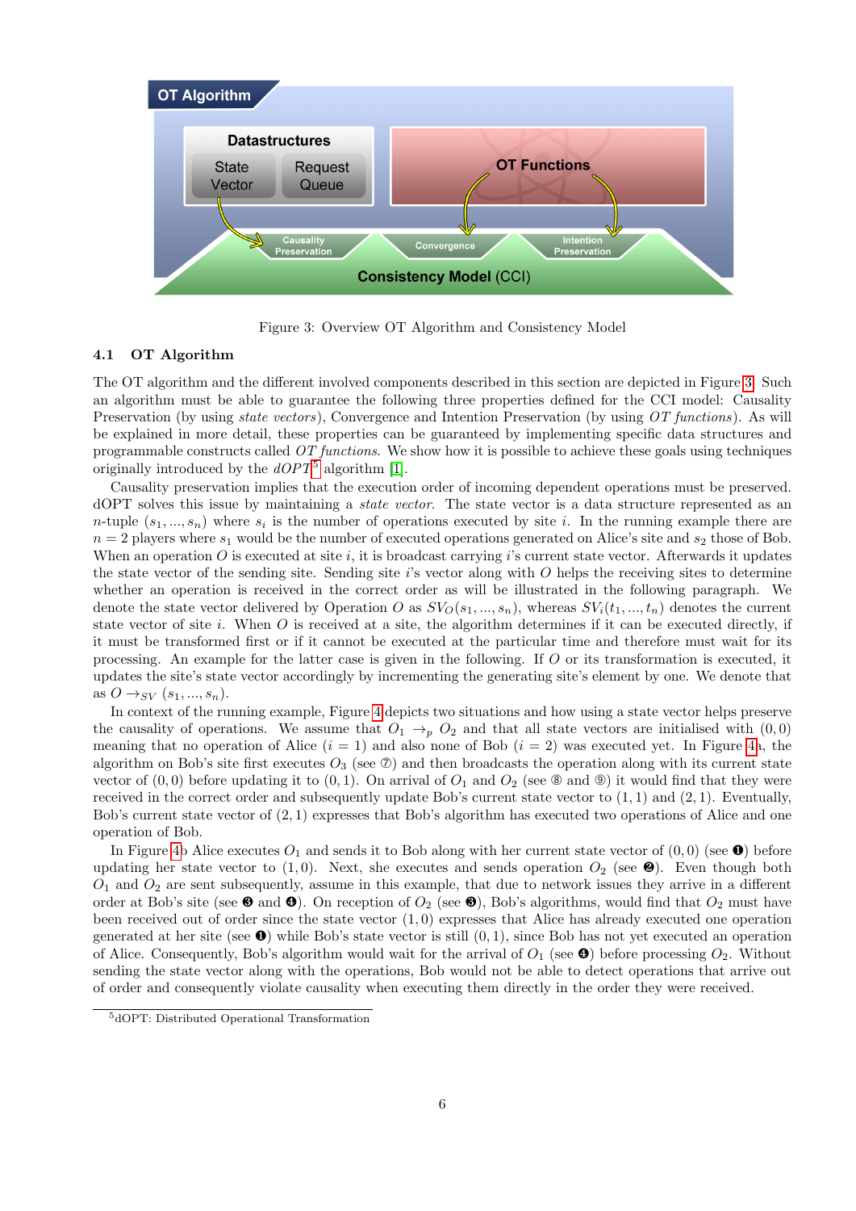Figure 3: Overview OT Algorithm and Consistency Model

### 4.1 OT Algorithm

The OT algorithm and the different involved components described in this section are depicted in Figure 3. Such an algorithm must be able to guarantee the following three properties defined for the CCI model: Causality Preservation (by using *state vectors*), Convergence and Intention Preservation (by using *OT functions*). As will be explained in more detail, these properties can be guaranteed by implementing specific data structures and programmable constructs called *OT functions*. We show how it is possible to achieve these goals using techniques originally introduced by the *dOPT*[5] algorithm [1].

Causality preservation implies that the execution order of incoming dependent operations must be preserved. dOPT solves this issue by maintaining a *state vector*. The state vector is a data structure represented as an $n$-tuple $(s_1, ..., s_n)$ where $s_i$ is the number of operations executed by site $i$. In the running example there are $n = 2$ players where $s_1$ would be the number of executed operations generated on Alice's site and $s_2$ those of Bob. When an operation $O$ is executed at site $i$, it is broadcast carrying $i$'s current state vector. Afterwards it updates the state vector of the sending site. Sending site $i$'s vector along with $O$ helps the receiving sites to determine whether an operation is received in the correct order as will be illustrated in the following paragraph. We denote the state vector delivered by Operation $O$ as $SV_O(s_1, ..., s_n)$, whereas $SV_i(t_1, ..., t_n)$ denotes the current state vector of site $i$. When $O$ is received at a site, the algorithm determines if it can be executed directly, if it must be transformed first or if it cannot be executed at the particular time and therefore must wait for its processing. An example for the latter case is given in the following. If $O$ or its transformation is executed, it updates the site's state vector accordingly by incrementing the generating site's element by one. We denote that as $O \rightarrow_{SV} (s_1, ..., s_n)$.

In context of the running example, Figure 4 depicts two situations and how using a state vector helps preserve the causality of operations. We assume that $O_1 \rightarrow_p O_2$ and that all state vectors are initialised with $(0, 0)$ meaning that no operation of Alice ($i = 1$) and also none of Bob ($i = 2$) was executed yet. In Figure 4a, the algorithm on Bob's site first executes $O_3$ (see ⑦) and then broadcasts the operation along with its current state vector of $(0, 0)$ before updating it to $(0, 1)$. On arrival of $O_1$ and $O_2$ (see ⑧ and ⑨) it would find that they were received in the correct order and subsequently update Bob's current state vector to $(1, 1)$ and $(2, 1)$. Eventually, Bob's current state vector of $(2, 1)$ expresses that Bob's algorithm has executed two operations of Alice and one operation of Bob.

In Figure 4b Alice executes $O_1$ and sends it to Bob along with her current state vector of $(0, 0)$ (see ❶) before updating her state vector to $(1, 0)$. Next, she executes and sends operation $O_2$ (see ❷). Even though both $O_1$ and $O_2$ are sent subsequently, assume in this example, that due to network issues they arrive in a different order at Bob's site (see ❸ and ❹). On reception of $O_2$ (see ❸), Bob's algorithms, would find that $O_2$ must have been received out of order since the state vector $(1, 0)$ expresses that Alice has already executed one operation generated at her site (see ❶) while Bob's state vector is still $(0, 1)$, since Bob has not yet executed an operation of Alice. Consequently, Bob's algorithm would wait for the arrival of $O_1$ (see ❹) before processing $O_2$. Without sending the state vector along with the operations, Bob would not be able to detect operations that arrive out of order and consequently violate causality when executing them directly in the order they were received.

[5] dOPT: Distributed Operational Transformation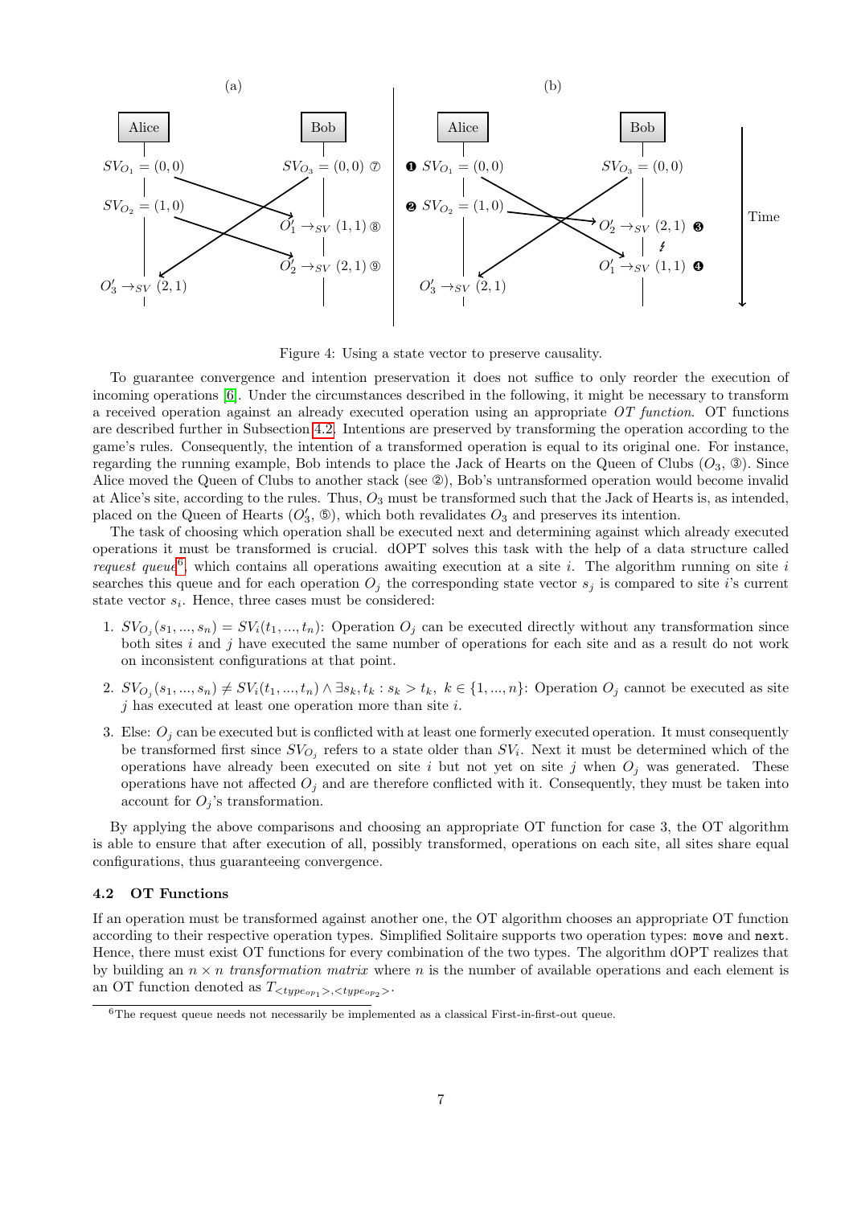Figure 4: Using a state vector to preserve causality.

To guarantee convergence and intention preservation it does not suffice to only reorder the execution of incoming operations [6]. Under the circumstances described in the following, it might be necessary to transform a received operation against an already executed operation using an appropriate *OT function*. OT functions are described further in Subsection 4.2. Intentions are preserved by transforming the operation according to the game's rules. Consequently, the intention of a transformed operation is equal to its original one. For instance, regarding the running example, Bob intends to place the Jack of Hearts on the Queen of Clubs ($O_3$, ③). Since Alice moved the Queen of Clubs to another stack (see ②), Bob's untransformed operation would become invalid at Alice's site, according to the rules. Thus, $O_3$ must be transformed such that the Jack of Hearts is, as intended, placed on the Queen of Hearts ($O_3'$, ⑤), which both revalidates $O_3$ and preserves its intention.

The task of choosing which operation shall be executed next and determining against which already executed operations it must be transformed is crucial. dOPT solves this task with the help of a data structure called *request queue*[6], which contains all operations awaiting execution at a site $i$. The algorithm running on site $i$ searches this queue and for each operation $O_j$ the corresponding state vector $s_j$ is compared to site $i$'s current state vector $s_i$. Hence, three cases must be considered:

1. $SV_{O_j}(s_1, ..., s_n) = SV_i(t_1, ..., t_n)$: Operation $O_j$ can be executed directly without any transformation since both sites $i$ and $j$ have executed the same number of operations for each site and as a result do not work on inconsistent configurations at that point.
2. $SV_{O_j}(s_1, ..., s_n) \neq SV_i(t_1, ..., t_n) \wedge \exists s_k, t_k : s_k > t_k,\ k \in \{1, ..., n\}$: Operation $O_j$ cannot be executed as site $j$ has executed at least one operation more than site $i$.
3. Else: $O_j$ can be executed but is conflicted with at least one formerly executed operation. It must consequently be transformed first since $SV_{O_j}$ refers to a state older than $SV_i$. Next it must be determined which of the operations have already been executed on site $i$ but not yet on site $j$ when $O_j$ was generated. These operations have not affected $O_j$ and are therefore conflicted with it. Consequently, they must be taken into account for $O_j$'s transformation.

By applying the above comparisons and choosing an appropriate OT function for case 3, the OT algorithm is able to ensure that after execution of all, possibly transformed, operations on each site, all sites share equal configurations, thus guaranteeing convergence.

### 4.2 OT Functions

If an operation must be transformed against another one, the OT algorithm chooses an appropriate OT function according to their respective operation types. Simplified Solitaire supports two operation types: `move` and `next`. Hence, there must exist OT functions for every combination of the two types. The algorithm dOPT realizes that by building an $n \times n$ *transformation matrix* where $n$ is the number of available operations and each element is an OT function denoted as $T_{<type_{op_1}>,<type_{op_2}>}$.

[6] The request queue needs not necessarily be implemented as a classical First-in-first-out queue.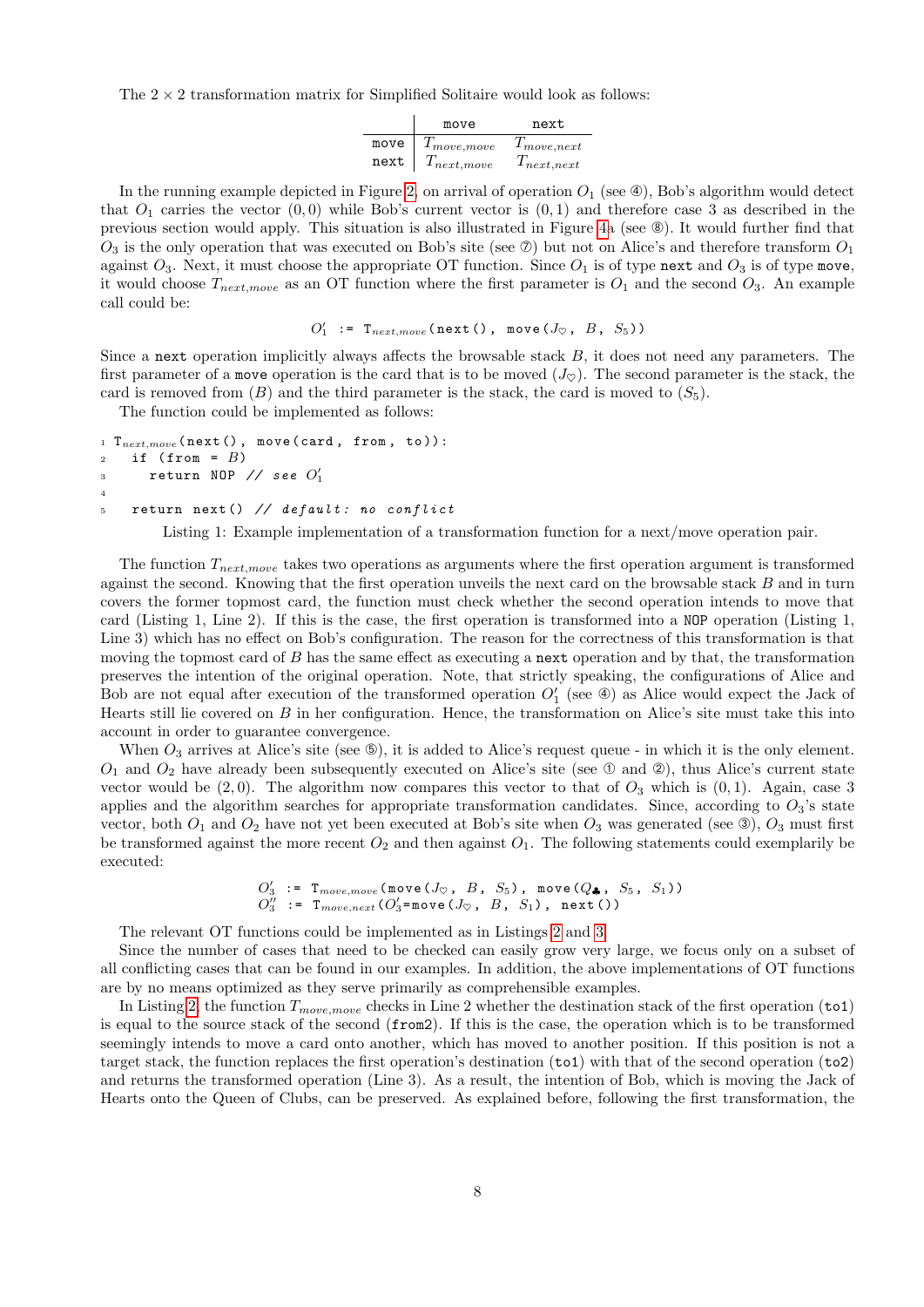The 2 × 2 transformation matrix for Simplified Solitaire would look as follows:

| | move | next |
|---|---|---|
| move | $T_{move,move}$ | $T_{move,next}$ |
| next | $T_{next,move}$ | $T_{next,next}$ |

In the running example depicted in Figure 2, on arrival of operation $O_1$ (see ④), Bob's algorithm would detect that $O_1$ carries the vector $(0,0)$ while Bob's current vector is $(0,1)$ and therefore case 3 as described in the previous section would apply. This situation is also illustrated in Figure 4a (see ⑧). It would further find that $O_3$ is the only operation that was executed on Bob's site (see ⑦) but not on Alice's and therefore transform $O_1$ against $O_3$. Next, it must choose the appropriate OT function. Since $O_1$ is of type next and $O_3$ is of type move, it would choose $T_{next,move}$ as an OT function where the first parameter is $O_1$ and the second $O_3$. An example call could be:

$$O_1' \text{ := } T_{next,move}(\texttt{next()}, \texttt{ move}(J_\heartsuit, B, S_5))$$

Since a next operation implicitly always affects the browsable stack $B$, it does not need any parameters. The first parameter of a move operation is the card that is to be moved ($J_\heartsuit$). The second parameter is the stack, the card is removed from ($B$) and the third parameter is the stack, the card is moved to ($S_5$).

The function could be implemented as follows:

```
1 T_next,move(next(), move(card, from, to)):
2   if (from = B)
3     return NOP // see O'_1
4
5   return next() // default: no conflict
```

Listing 1: Example implementation of a transformation function for a next/move operation pair.

The function $T_{next,move}$ takes two operations as arguments where the first operation argument is transformed against the second. Knowing that the first operation unveils the next card on the browsable stack $B$ and in turn covers the former topmost card, the function must check whether the second operation intends to move that card (Listing 1, Line 2). If this is the case, the first operation is transformed into a NOP operation (Listing 1, Line 3) which has no effect on Bob's configuration. The reason for the correctness of this transformation is that moving the topmost card of $B$ has the same effect as executing a next operation and by that, the transformation preserves the intention of the original operation. Note, that strictly speaking, the configurations of Alice and Bob are not equal after execution of the transformed operation $O_1'$ (see ④) as Alice would expect the Jack of Hearts still lie covered on $B$ in her configuration. Hence, the transformation on Alice's site must take this into account in order to guarantee convergence.

When $O_3$ arrives at Alice's site (see ⑤), it is added to Alice's request queue - in which it is the only element. $O_1$ and $O_2$ have already been subsequently executed on Alice's site (see ① and ②), thus Alice's current state vector would be $(2,0)$. The algorithm now compares this vector to that of $O_3$ which is $(0,1)$. Again, case 3 applies and the algorithm searches for appropriate transformation candidates. Since, according to $O_3$'s state vector, both $O_1$ and $O_2$ have not yet been executed at Bob's site when $O_3$ was generated (see ③), $O_3$ must first be transformed against the more recent $O_2$ and then against $O_1$. The following statements could exemplarily be executed:

$$O_3' \text{ := } T_{move,move}(\texttt{move}(J_\heartsuit, B, S_5), \texttt{ move}(Q_\clubsuit, S_5, S_1))$$
$$O_3'' \text{ := } T_{move,next}(O_3'\texttt{=move}(J_\heartsuit, B, S_1), \texttt{ next()})$$

The relevant OT functions could be implemented as in Listings 2 and 3.

Since the number of cases that need to be checked can easily grow very large, we focus only on a subset of all conflicting cases that can be found in our examples. In addition, the above implementations of OT functions are by no means optimized as they serve primarily as comprehensible examples.

In Listing 2, the function $T_{move,move}$ checks in Line 2 whether the destination stack of the first operation (to1) is equal to the source stack of the second (from2). If this is the case, the operation which is to be transformed seemingly intends to move a card onto another, which has moved to another position. If this position is not a target stack, the function replaces the first operation's destination (to1) with that of the second operation (to2) and returns the transformed operation (Line 3). As a result, the intention of Bob, which is moving the Jack of Hearts onto the Queen of Clubs, can be preserved. As explained before, following the first transformation, the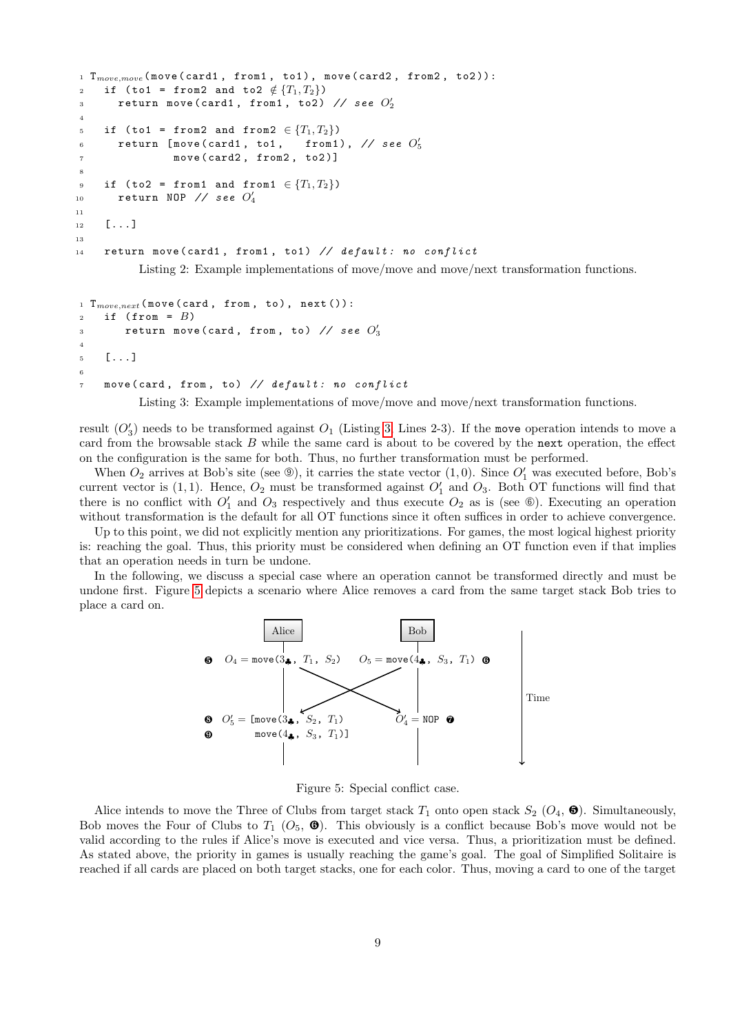```
1 T_{move,move}(move(card1, from1, to1), move(card2, from2, to2)):
2   if (to1 = from2 and to2 ∉ {T1,T2})
3     return move(card1, from1, to2) // see O'2
4
5   if (to1 = from2 and from2 ∈ {T1,T2})
6     return [move(card1, to1,   from1), // see O'5
7             move(card2, from2, to2)]
8
9   if (to2 = from1 and from1 ∈ {T1,T2})
10    return NOP // see O'4
11
12  [...]
13
14  return move(card1, from1, to1) // default: no conflict
```

Listing 2: Example implementations of move/move and move/next transformation functions.

```
1 T_{move,next}(move(card, from, to), next()):
2   if (from = B)
3      return move(card, from, to) // see O'3
4
5   [...]
6
7   move(card, from, to) // default: no conflict
```

Listing 3: Example implementations of move/move and move/next transformation functions.

result ($O_3'$) needs to be transformed against $O_1$ (Listing 3 Lines 2-3). If the `move` operation intends to move a card from the browsable stack $B$ while the same card is about to be covered by the `next` operation, the effect on the configuration is the same for both. Thus, no further transformation must be performed.

When $O_2$ arrives at Bob's site (see ⑨), it carries the state vector $(1, 0)$. Since $O_1'$ was executed before, Bob's current vector is $(1, 1)$. Hence, $O_2$ must be transformed against $O_1'$ and $O_3$. Both OT functions will find that there is no conflict with $O_1'$ and $O_3$ respectively and thus execute $O_2$ as is (see ⑥). Executing an operation without transformation is the default for all OT functions since it often suffices in order to achieve convergence.

Up to this point, we did not explicitly mention any prioritizations. For games, the most logical highest priority is: reaching the goal. Thus, this priority must be considered when defining an OT function even if that implies that an operation needs in turn be undone.

In the following, we discuss a special case where an operation cannot be transformed directly and must be undone first. Figure 5 depicts a scenario where Alice removes a card from the same target stack Bob tries to place a card on.

| Alice | Bob |
|---|---|
| ❺ $O_4 =$ `move(3♣, T1, S2)` | $O_5 =$ `move(4♣, S3, T1)` ❻ |
| ❽ $O_5' =$ `[move(3♣, S2, T1)` <br> ❾ `move(4♣, S3, T1)]` | $O_4' =$ `NOP` ❼ |

Figure 5: Special conflict case.

Alice intends to move the Three of Clubs from target stack $T_1$ onto open stack $S_2$ ($O_4$, ❺). Simultaneously, Bob moves the Four of Clubs to $T_1$ ($O_5$, ❻). This obviously is a conflict because Bob's move would not be valid according to the rules if Alice's move is executed and vice versa. Thus, a prioritization must be defined. As stated above, the priority in games is usually reaching the game's goal. The goal of Simplified Solitaire is reached if all cards are placed on both target stacks, one for each color. Thus, moving a card to one of the target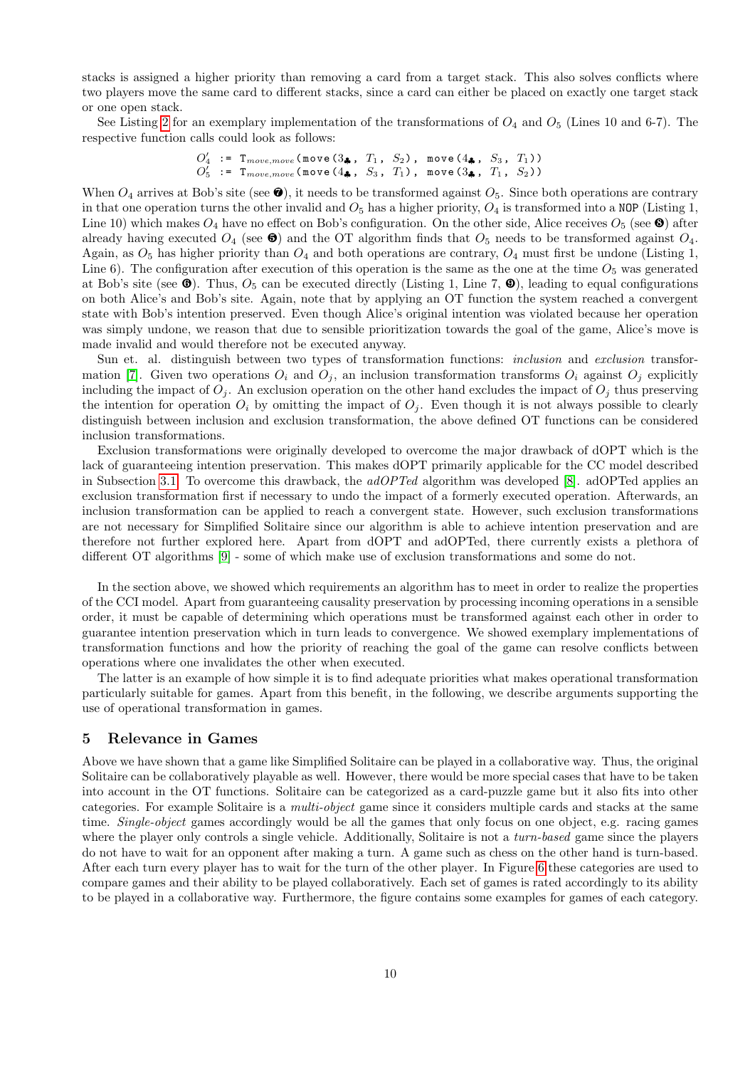stacks is assigned a higher priority than removing a card from a target stack. This also solves conflicts where two players move the same card to different stacks, since a card can either be placed on exactly one target stack or one open stack.

See Listing 2 for an exemplary implementation of the transformations of $O_4$ and $O_5$ (Lines 10 and 6-7). The respective function calls could look as follows:

$$O_4' \text{ := } \mathtt{T}_{move,move}\mathtt{(move(3}_\clubsuit\mathtt{,}\ T_1\mathtt{,}\ S_2\mathtt{),}\ \mathtt{move(4}_\clubsuit\mathtt{,}\ S_3\mathtt{,}\ T_1\mathtt{))}$$
$$O_5' \text{ := } \mathtt{T}_{move,move}\mathtt{(move(4}_\clubsuit\mathtt{,}\ S_3\mathtt{,}\ T_1\mathtt{),}\ \mathtt{move(3}_\clubsuit\mathtt{,}\ T_1\mathtt{,}\ S_2\mathtt{))}$$

When $O_4$ arrives at Bob's site (see ❼), it needs to be transformed against $O_5$. Since both operations are contrary in that one operation turns the other invalid and $O_5$ has a higher priority, $O_4$ is transformed into a NOP (Listing 1, Line 10) which makes $O_4$ have no effect on Bob's configuration. On the other side, Alice receives $O_5$ (see ❽) after already having executed $O_4$ (see ❺) and the OT algorithm finds that $O_5$ needs to be transformed against $O_4$. Again, as $O_5$ has higher priority than $O_4$ and both operations are contrary, $O_4$ must first be undone (Listing 1, Line 6). The configuration after execution of this operation is the same as the one at the time $O_5$ was generated at Bob's site (see ❻). Thus, $O_5$ can be executed directly (Listing 1, Line 7, ❾), leading to equal configurations on both Alice's and Bob's site. Again, note that by applying an OT function the system reached a convergent state with Bob's intention preserved. Even though Alice's original intention was violated because her operation was simply undone, we reason that due to sensible prioritization towards the goal of the game, Alice's move is made invalid and would therefore not be executed anyway.

Sun et. al. distinguish between two types of transformation functions: *inclusion* and *exclusion* transformation [7]. Given two operations $O_i$ and $O_j$, an inclusion transformation transforms $O_i$ against $O_j$ explicitly including the impact of $O_j$. An exclusion operation on the other hand excludes the impact of $O_j$ thus preserving the intention for operation $O_i$ by omitting the impact of $O_j$. Even though it is not always possible to clearly distinguish between inclusion and exclusion transformation, the above defined OT functions can be considered inclusion transformations.

Exclusion transformations were originally developed to overcome the major drawback of dOPT which is the lack of guaranteeing intention preservation. This makes dOPT primarily applicable for the CC model described in Subsection 3.1. To overcome this drawback, the *adOPTed* algorithm was developed [8]. adOPTed applies an exclusion transformation first if necessary to undo the impact of a formerly executed operation. Afterwards, an inclusion transformation can be applied to reach a convergent state. However, such exclusion transformations are not necessary for Simplified Solitaire since our algorithm is able to achieve intention preservation and are therefore not further explored here. Apart from dOPT and adOPTed, there currently exists a plethora of different OT algorithms [9] - some of which make use of exclusion transformations and some do not.

In the section above, we showed which requirements an algorithm has to meet in order to realize the properties of the CCI model. Apart from guaranteeing causality preservation by processing incoming operations in a sensible order, it must be capable of determining which operations must be transformed against each other in order to guarantee intention preservation which in turn leads to convergence. We showed exemplary implementations of transformation functions and how the priority of reaching the goal of the game can resolve conflicts between operations where one invalidates the other when executed.

The latter is an example of how simple it is to find adequate priorities what makes operational transformation particularly suitable for games. Apart from this benefit, in the following, we describe arguments supporting the use of operational transformation in games.

## 5 Relevance in Games

Above we have shown that a game like Simplified Solitaire can be played in a collaborative way. Thus, the original Solitaire can be collaboratively playable as well. However, there would be more special cases that have to be taken into account in the OT functions. Solitaire can be categorized as a card-puzzle game but it also fits into other categories. For example Solitaire is a *multi-object* game since it considers multiple cards and stacks at the same time. *Single-object* games accordingly would be all the games that only focus on one object, e.g. racing games where the player only controls a single vehicle. Additionally, Solitaire is not a *turn-based* game since the players do not have to wait for an opponent after making a turn. A game such as chess on the other hand is turn-based. After each turn every player has to wait for the turn of the other player. In Figure 6 these categories are used to compare games and their ability to be played collaboratively. Each set of games is rated accordingly to its ability to be played in a collaborative way. Furthermore, the figure contains some examples for games of each category.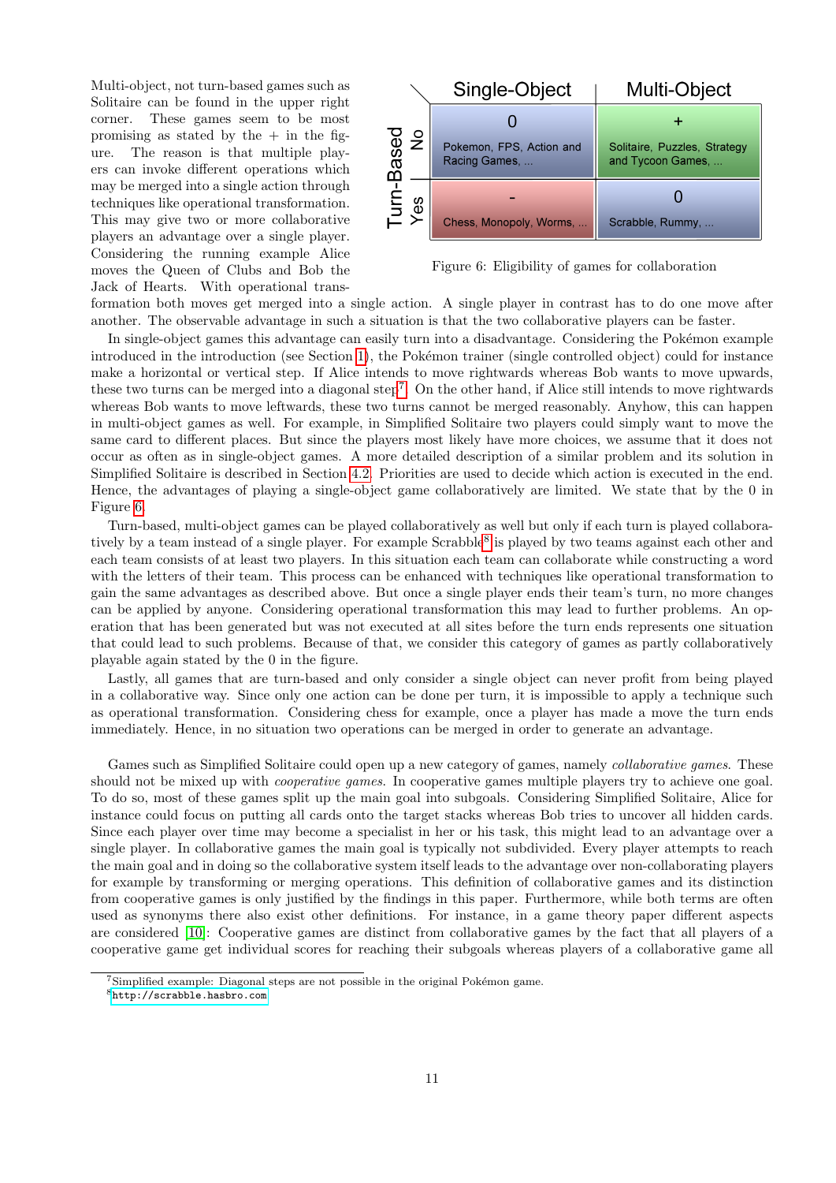Multi-object, not turn-based games such as Solitaire can be found in the upper right corner. These games seem to be most promising as stated by the + in the figure. The reason is that multiple players can invoke different operations which may be merged into a single action through techniques like operational transformation. This may give two or more collaborative players an advantage over a single player. Considering the running example Alice moves the Queen of Clubs and Bob the Jack of Hearts. With operational transformation both moves get merged into a single action. A single player in contrast has to do one move after another. The observable advantage in such a situation is that the two collaborative players can be faster.

| Turn-Based | Single-Object | Multi-Object |
| --- | --- | --- |
| No | 0<br>Pokemon, FPS, Action and Racing Games, ... | +<br>Solitaire, Puzzles, Strategy and Tycoon Games, ... |
| Yes | -<br>Chess, Monopoly, Worms, ... | 0<br>Scrabble, Rummy, ... |

Figure 6: Eligibility of games for collaboration

In single-object games this advantage can easily turn into a disadvantage. Considering the Pokémon example introduced in the introduction (see Section 1), the Pokémon trainer (single controlled object) could for instance make a horizontal or vertical step. If Alice intends to move rightwards whereas Bob wants to move upwards, these two turns can be merged into a diagonal step[7]. On the other hand, if Alice still intends to move rightwards whereas Bob wants to move leftwards, these two turns cannot be merged reasonably. Anyhow, this can happen in multi-object games as well. For example, in Simplified Solitaire two players could simply want to move the same card to different places. But since the players most likely have more choices, we assume that it does not occur as often as in single-object games. A more detailed description of a similar problem and its solution in Simplified Solitaire is described in Section 4.2. Priorities are used to decide which action is executed in the end. Hence, the advantages of playing a single-object game collaboratively are limited. We state that by the 0 in Figure 6.

Turn-based, multi-object games can be played collaboratively as well but only if each turn is played collaboratively by a team instead of a single player. For example Scrabble[8] is played by two teams against each other and each team consists of at least two players. In this situation each team can collaborate while constructing a word with the letters of their team. This process can be enhanced with techniques like operational transformation to gain the same advantages as described above. But once a single player ends their team's turn, no more changes can be applied by anyone. Considering operational transformation this may lead to further problems. An operation that has been generated but was not executed at all sites before the turn ends represents one situation that could lead to such problems. Because of that, we consider this category of games as partly collaboratively playable again stated by the 0 in the figure.

Lastly, all games that are turn-based and only consider a single object can never profit from being played in a collaborative way. Since only one action can be done per turn, it is impossible to apply a technique such as operational transformation. Considering chess for example, once a player has made a move the turn ends immediately. Hence, in no situation two operations can be merged in order to generate an advantage.

Games such as Simplified Solitaire could open up a new category of games, namely *collaborative games*. These should not be mixed up with *cooperative games*. In cooperative games multiple players try to achieve one goal. To do so, most of these games split up the main goal into subgoals. Considering Simplified Solitaire, Alice for instance could focus on putting all cards onto the target stacks whereas Bob tries to uncover all hidden cards. Since each player over time may become a specialist in her or his task, this might lead to an advantage over a single player. In collaborative games the main goal is typically not subdivided. Every player attempts to reach the main goal and in doing so the collaborative system itself leads to the advantage over non-collaborating players for example by transforming or merging operations. This definition of collaborative games and its distinction from cooperative games is only justified by the findings in this paper. Furthermore, while both terms are often used as synonyms there also exist other definitions. For instance, in a game theory paper different aspects are considered [10]: Cooperative games are distinct from collaborative games by the fact that all players of a cooperative game get individual scores for reaching their subgoals whereas players of a collaborative game all

[7]Simplified example: Diagonal steps are not possible in the original Pokémon game.

[8]http://scrabble.hasbro.com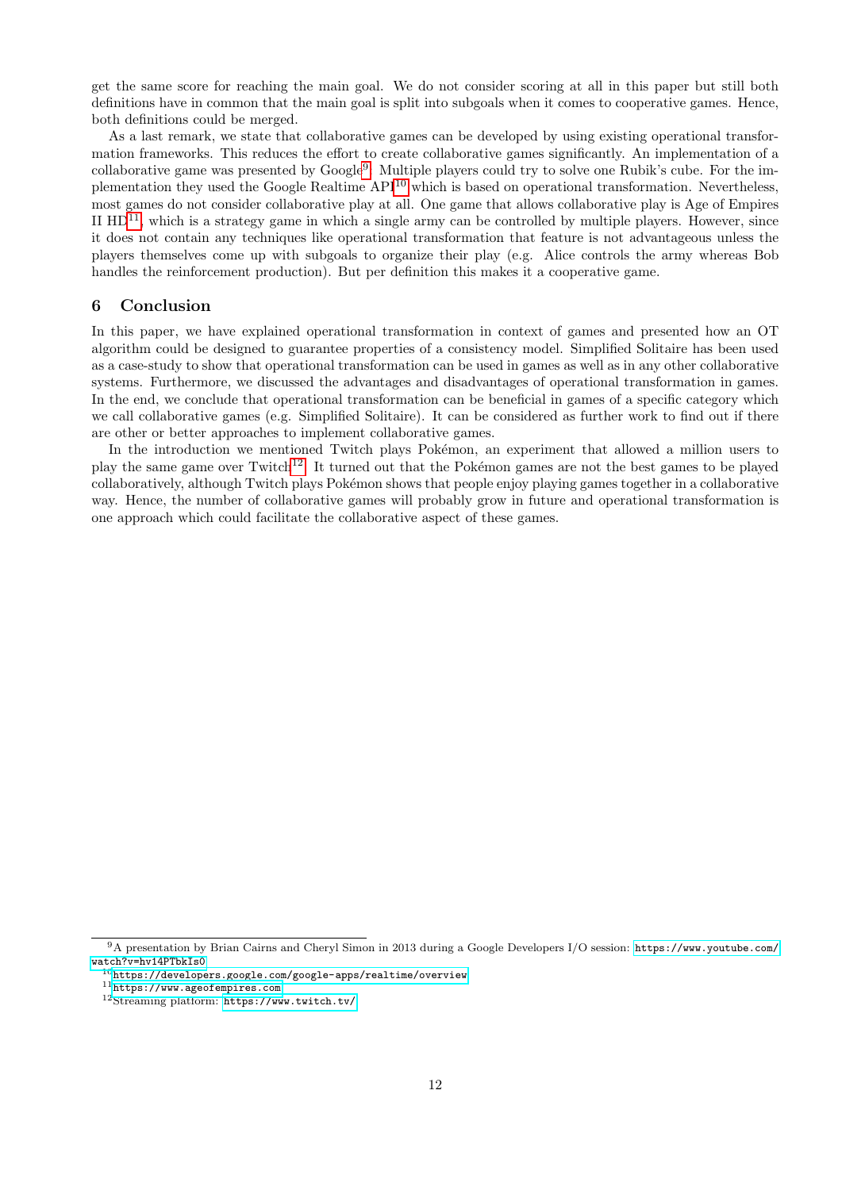get the same score for reaching the main goal. We do not consider scoring at all in this paper but still both definitions have in common that the main goal is split into subgoals when it comes to cooperative games. Hence, both definitions could be merged.

As a last remark, we state that collaborative games can be developed by using existing operational transformation frameworks. This reduces the effort to create collaborative games significantly. An implementation of a collaborative game was presented by Google[9]. Multiple players could try to solve one Rubik's cube. For the implementation they used the Google Realtime API[10] which is based on operational transformation. Nevertheless, most games do not consider collaborative play at all. One game that allows collaborative play is Age of Empires II HD[11], which is a strategy game in which a single army can be controlled by multiple players. However, since it does not contain any techniques like operational transformation that feature is not advantageous unless the players themselves come up with subgoals to organize their play (e.g. Alice controls the army whereas Bob handles the reinforcement production). But per definition this makes it a cooperative game.

## 6 Conclusion

In this paper, we have explained operational transformation in context of games and presented how an OT algorithm could be designed to guarantee properties of a consistency model. Simplified Solitaire has been used as a case-study to show that operational transformation can be used in games as well as in any other collaborative systems. Furthermore, we discussed the advantages and disadvantages of operational transformation in games. In the end, we conclude that operational transformation can be beneficial in games of a specific category which we call collaborative games (e.g. Simplified Solitaire). It can be considered as further work to find out if there are other or better approaches to implement collaborative games.

In the introduction we mentioned Twitch plays Pokémon, an experiment that allowed a million users to play the same game over Twitch[12]. It turned out that the Pokémon games are not the best games to be played collaboratively, although Twitch plays Pokémon shows that people enjoy playing games together in a collaborative way. Hence, the number of collaborative games will probably grow in future and operational transformation is one approach which could facilitate the collaborative aspect of these games.

---

[9] A presentation by Brian Cairns and Cheryl Simon in 2013 during a Google Developers I/O session: https://www.youtube.com/watch?v=hv14PTbkIs0

[10] https://developers.google.com/google-apps/realtime/overview

[11] https://www.ageofempires.com

[12] Streaming platform: https://www.twitch.tv/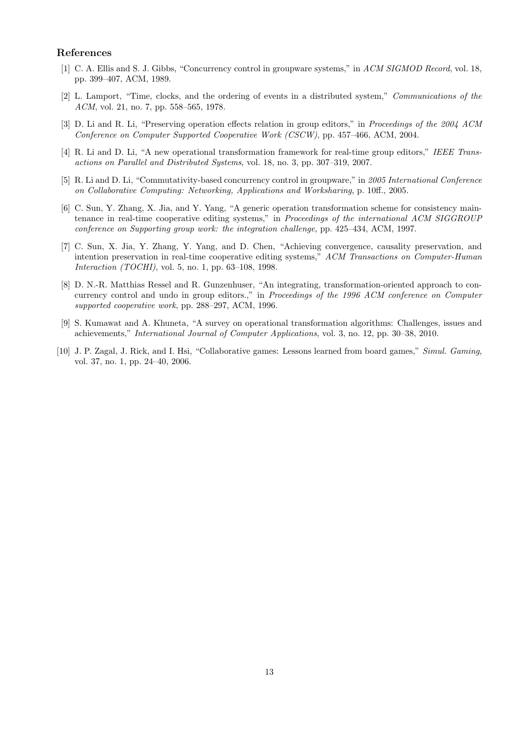## References

[1] C. A. Ellis and S. J. Gibbs, "Concurrency control in groupware systems," in *ACM SIGMOD Record*, vol. 18, pp. 399–407, ACM, 1989.

[2] L. Lamport, "Time, clocks, and the ordering of events in a distributed system," *Communications of the ACM*, vol. 21, no. 7, pp. 558–565, 1978.

[3] D. Li and R. Li, "Preserving operation effects relation in group editors," in *Proceedings of the 2004 ACM Conference on Computer Supported Cooperative Work (CSCW)*, pp. 457–466, ACM, 2004.

[4] R. Li and D. Li, "A new operational transformation framework for real-time group editors," *IEEE Transactions on Parallel and Distributed Systems*, vol. 18, no. 3, pp. 307–319, 2007.

[5] R. Li and D. Li, "Commutativity-based concurrency control in groupware," in *2005 International Conference on Collaborative Computing: Networking, Applications and Worksharing*, p. 10ff., 2005.

[6] C. Sun, Y. Zhang, X. Jia, and Y. Yang, "A generic operation transformation scheme for consistency maintenance in real-time cooperative editing systems," in *Proceedings of the international ACM SIGGROUP conference on Supporting group work: the integration challenge*, pp. 425–434, ACM, 1997.

[7] C. Sun, X. Jia, Y. Zhang, Y. Yang, and D. Chen, "Achieving convergence, causality preservation, and intention preservation in real-time cooperative editing systems," *ACM Transactions on Computer-Human Interaction (TOCHI)*, vol. 5, no. 1, pp. 63–108, 1998.

[8] D. N.-R. Matthias Ressel and R. Gunzenhuser, "An integrating, transformation-oriented approach to concurrency control and undo in group editors.," in *Proceedings of the 1996 ACM conference on Computer supported cooperative work*, pp. 288–297, ACM, 1996.

[9] S. Kumawat and A. Khuneta, "A survey on operational transformation algorithms: Challenges, issues and achievements," *International Journal of Computer Applications*, vol. 3, no. 12, pp. 30–38, 2010.

[10] J. P. Zagal, J. Rick, and I. Hsi, "Collaborative games: Lessons learned from board games," *Simul. Gaming*, vol. 37, no. 1, pp. 24–40, 2006.